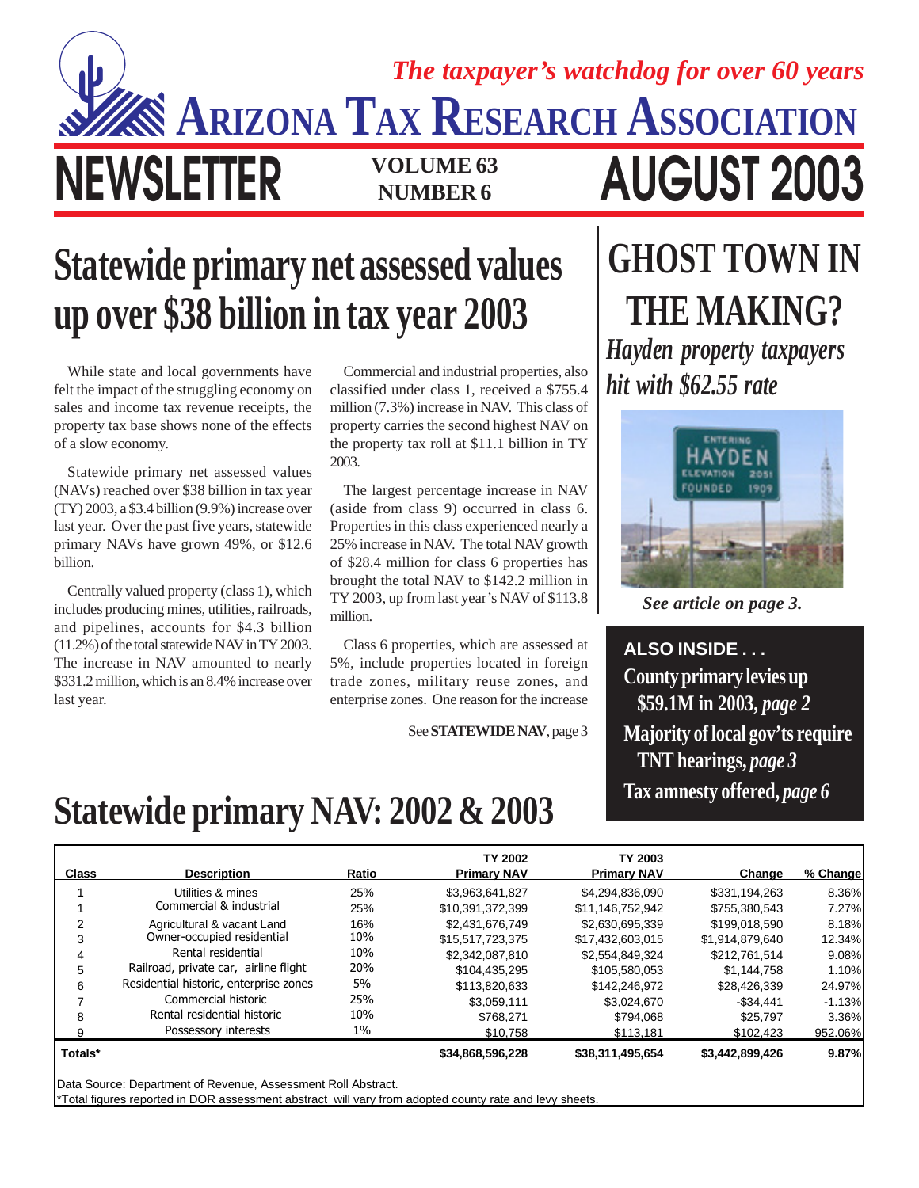*The taxpayer's watchdog for over 60 years*

# ARIZONA TAX RESEARCH ASSOCIATION

# NEWSLETTER

**VOLUME 63 NUMBER 6**

# AUGUST 2003

## Statewide primary net assessed values up over $38 billion in tax year 2003

While state and local governments have felt the impact of the struggling economy on sales and income tax revenue receipts, the property tax base shows none of the effects of a slow economy.

Statewide primary net assessed values (NAVs) reached over $38 billion in tax year (TY) 2003, a $3.4 billion (9.9%) increase over last year. Over the past five years, statewide primary NAVs have grown 49%, or $12.6 billion.

Centrally valued property (class 1), which includes producing mines, utilities, railroads, and pipelines, accounts for $4.3 billion (11.2%) of the total statewide NAV in TY 2003. The increase in NAV amounted to nearly $331.2 million, which is an 8.4% increase over last year.

Commercial and industrial properties, also classified under class 1, received a $755.4 million (7.3%) increase in NAV. This class of property carries the second highest NAV on the property tax roll at $11.1 billion in TY 2003.

The largest percentage increase in NAV (aside from class 9) occurred in class 6. Properties in this class experienced nearly a 25% increase in NAV. The total NAV growth of $28.4 million for class 6 properties has brought the total NAV to $142.2 million in TY 2003, up from last year's NAV of $113.8 million.

Class 6 properties, which are assessed at 5%, include properties located in foreign trade zones, military reuse zones, and enterprise zones. One reason for the increase

See **STATEWIDE NAV**, page 3

## GHOST TOWN IN THE MAKING?

### *Hayden property taxpayers hit with $62.55 rate*

*See article on page 3.*

**ALSO INSIDE . . .**

- **County primary levies up $59.1M in 2003,** ***page 2***
- **Majority of local gov'ts require TNT hearings,** ***page 3***
- **Tax amnesty offered,** ***page 6***

## Statewide primary NAV: 2002 & 2003

| Class | Description | Ratio | TY 2002 Primary NAV | TY 2003 Primary NAV | Change | % Change |
|---|---|---|---|---|---|---|
| 1 | Utilities & mines | 25% | $3,963,641,827 | $4,294,836,090 | $331,194,263 | 8.36% |
| 1 | Commercial & industrial | 25% | $10,391,372,399 | $11,146,752,942 | $755,380,543 | 7.27% |
| 2 | Agricultural & vacant Land | 16% | $2,431,676,749 | $2,630,695,339 | $199,018,590 | 8.18% |
| 3 | Owner-occupied residential | 10% | $15,517,723,375 | $17,432,603,015 | $1,914,879,640 | 12.34% |
| 4 | Rental residential | 10% | $2,342,087,810 | $2,554,849,324 | $212,761,514 | 9.08% |
| 5 | Railroad, private car, airline flight | 20% | $104,435,295 | $105,580,053 | $1,144,758 | 1.10% |
| 6 | Residential historic, enterprise zones | 5% | $113,820,633 | $142,246,972 | $28,426,339 | 24.97% |
| 7 | Commercial historic | 25% | $3,059,111 | $3,024,670 | -$34,441 | -1.13% |
| 8 | Rental residential historic | 10% | $768,271 | $794,068 | $25,797 | 3.36% |
| 9 | Possessory interests | 1% | $10,758 | $113,181 | $102,423 | 952.06% |
| **Totals*** | | | **$34,868,596,228** | **$38,311,495,654** | **$3,442,899,426** | **9.87%** |

Data Source: Department of Revenue, Assessment Roll Abstract.
*Total figures reported in DOR assessment abstract will vary from adopted county rate and levy sheets.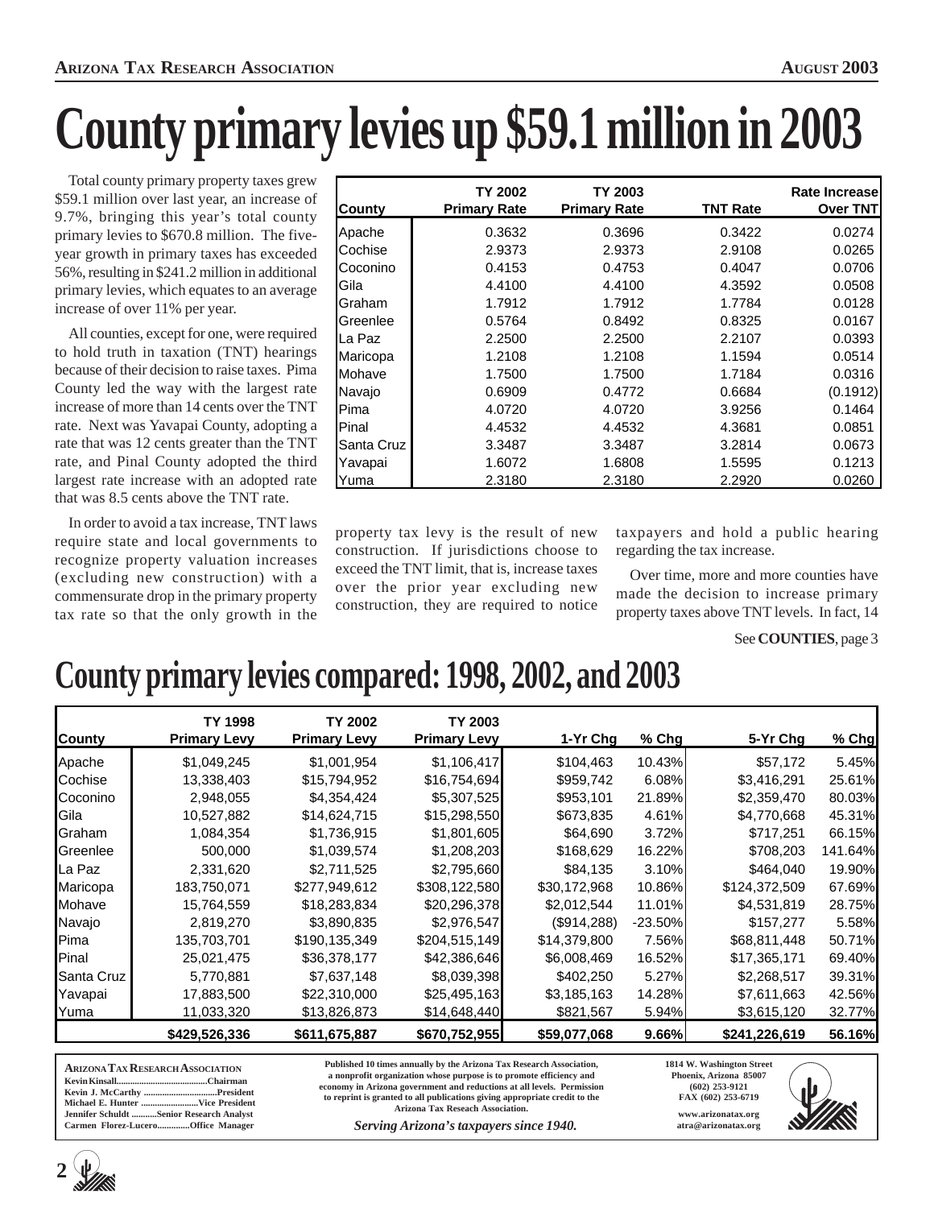# County primary levies up $59.1 million in 2003

Total county primary property taxes grew $59.1 million over last year, an increase of 9.7%, bringing this year's total county primary levies to $670.8 million. The five-year growth in primary taxes has exceeded 56%, resulting in $241.2 million in additional primary levies, which equates to an average increase of over 11% per year.

All counties, except for one, were required to hold truth in taxation (TNT) hearings because of their decision to raise taxes. Pima County led the way with the largest rate increase of more than 14 cents over the TNT rate. Next was Yavapai County, adopting a rate that was 12 cents greater than the TNT rate, and Pinal County adopted the third largest rate increase with an adopted rate that was 8.5 cents above the TNT rate.

| County | TY 2002 Primary Rate | TY 2003 Primary Rate | TNT Rate | Rate Increase Over TNT |
|---|---|---|---|---|
| Apache | 0.3632 | 0.3696 | 0.3422 | 0.0274 |
| Cochise | 2.9373 | 2.9373 | 2.9108 | 0.0265 |
| Coconino | 0.4153 | 0.4753 | 0.4047 | 0.0706 |
| Gila | 4.4100 | 4.4100 | 4.3592 | 0.0508 |
| Graham | 1.7912 | 1.7912 | 1.7784 | 0.0128 |
| Greenlee | 0.5764 | 0.8492 | 0.8325 | 0.0167 |
| La Paz | 2.2500 | 2.2500 | 2.2107 | 0.0393 |
| Maricopa | 1.2108 | 1.2108 | 1.1594 | 0.0514 |
| Mohave | 1.7500 | 1.7500 | 1.7184 | 0.0316 |
| Navajo | 0.6909 | 0.4772 | 0.6684 | (0.1912) |
| Pima | 4.0720 | 4.0720 | 3.9256 | 0.1464 |
| Pinal | 4.4532 | 4.4532 | 4.3681 | 0.0851 |
| Santa Cruz | 3.3487 | 3.3487 | 3.2814 | 0.0673 |
| Yavapai | 1.6072 | 1.6808 | 1.5595 | 0.1213 |
| Yuma | 2.3180 | 2.3180 | 2.2920 | 0.0260 |

In order to avoid a tax increase, TNT laws require state and local governments to recognize property valuation increases (excluding new construction) with a commensurate drop in the primary property tax rate so that the only growth in the property tax levy is the result of new construction. If jurisdictions choose to exceed the TNT limit, that is, increase taxes over the prior year excluding new construction, they are required to notice taxpayers and hold a public hearing regarding the tax increase.

Over time, more and more counties have made the decision to increase primary property taxes above TNT levels. In fact, 14

See **COUNTIES**, page 3

# County primary levies compared: 1998, 2002, and 2003

| County | TY 1998 Primary Levy | TY 2002 Primary Levy | TY 2003 Primary Levy | 1-Yr Chg | % Chg | 5-Yr Chg | % Chg |
|---|---|---|---|---|---|---|---|
| Apache | $1,049,245 | $1,001,954 | $1,106,417 | $104,463 | 10.43% | $57,172 | 5.45% |
| Cochise | 13,338,403 | $15,794,952 | $16,754,694 | $959,742 | 6.08% | $3,416,291 | 25.61% |
| Coconino | 2,948,055 | $4,354,424 | $5,307,525 | $953,101 | 21.89% | $2,359,470 | 80.03% |
| Gila | 10,527,882 | $14,624,715 | $15,298,550 | $673,835 | 4.61% | $4,770,668 | 45.31% |
| Graham | 1,084,354 | $1,736,915 | $1,801,605 | $64,690 | 3.72% | $717,251 | 66.15% |
| Greenlee | 500,000 | $1,039,574 | $1,208,203 | $168,629 | 16.22% | $708,203 | 141.64% |
| La Paz | 2,331,620 | $2,711,525 | $2,795,660 | $84,135 | 3.10% | $464,040 | 19.90% |
| Maricopa | 183,750,071 | $277,949,612 | $308,122,580 | $30,172,968 | 10.86% | $124,372,509 | 67.69% |
| Mohave | 15,764,559 | $18,283,834 | $20,296,378 | $2,012,544 | 11.01% | $4,531,819 | 28.75% |
| Navajo | 2,819,270 | $3,890,835 | $2,976,547 | ($914,288) | -23.50% | $157,277 | 5.58% |
| Pima | 135,703,701 | $190,135,349 | $204,515,149 | $14,379,800 | 7.56% | $68,811,448 | 50.71% |
| Pinal | 25,021,475 | $36,378,177 | $42,386,646 | $6,008,469 | 16.52% | $17,365,171 | 69.40% |
| Santa Cruz | 5,770,881 | $7,637,148 | $8,039,398 | $402,250 | 5.27% | $2,268,517 | 39.31% |
| Yavapai | 17,883,500 | $22,310,000 | $25,495,163 | $3,185,163 | 14.28% | $7,611,663 | 42.56% |
| Yuma | 11,033,320 | $13,826,873 | $14,648,440 | $821,567 | 5.94% | $3,615,120 | 32.77% |
| | **$429,526,336** | **$611,675,887** | **$670,752,955** | **$59,077,068** | **9.66%** | **$241,226,619** | **56.16%** |

**ARIZONA TAX RESEARCH ASSOCIATION**
Kevin Kinsall........................................Chairman
Kevin J. McCarthy ..............................President
Michael E. Hunter .........................Vice President
Jennifer Schuldt ...........Senior Research Analyst
Carmen Florez-Lucero..............Office Manager

Published 10 times annually by the Arizona Tax Research Association, a nonprofit organization whose purpose is to promote efficiency and economy in Arizona government and reductions at all levels. Permission to reprint is granted to all publications giving appropriate credit to the Arizona Tax Reseach Association.

*Serving Arizona's taxpayers since 1940.*

1814 W. Washington Street
Phoenix, Arizona 85007
(602) 253-9121
FAX (602) 253-6719
www.arizonatax.org
atra@arizonatax.org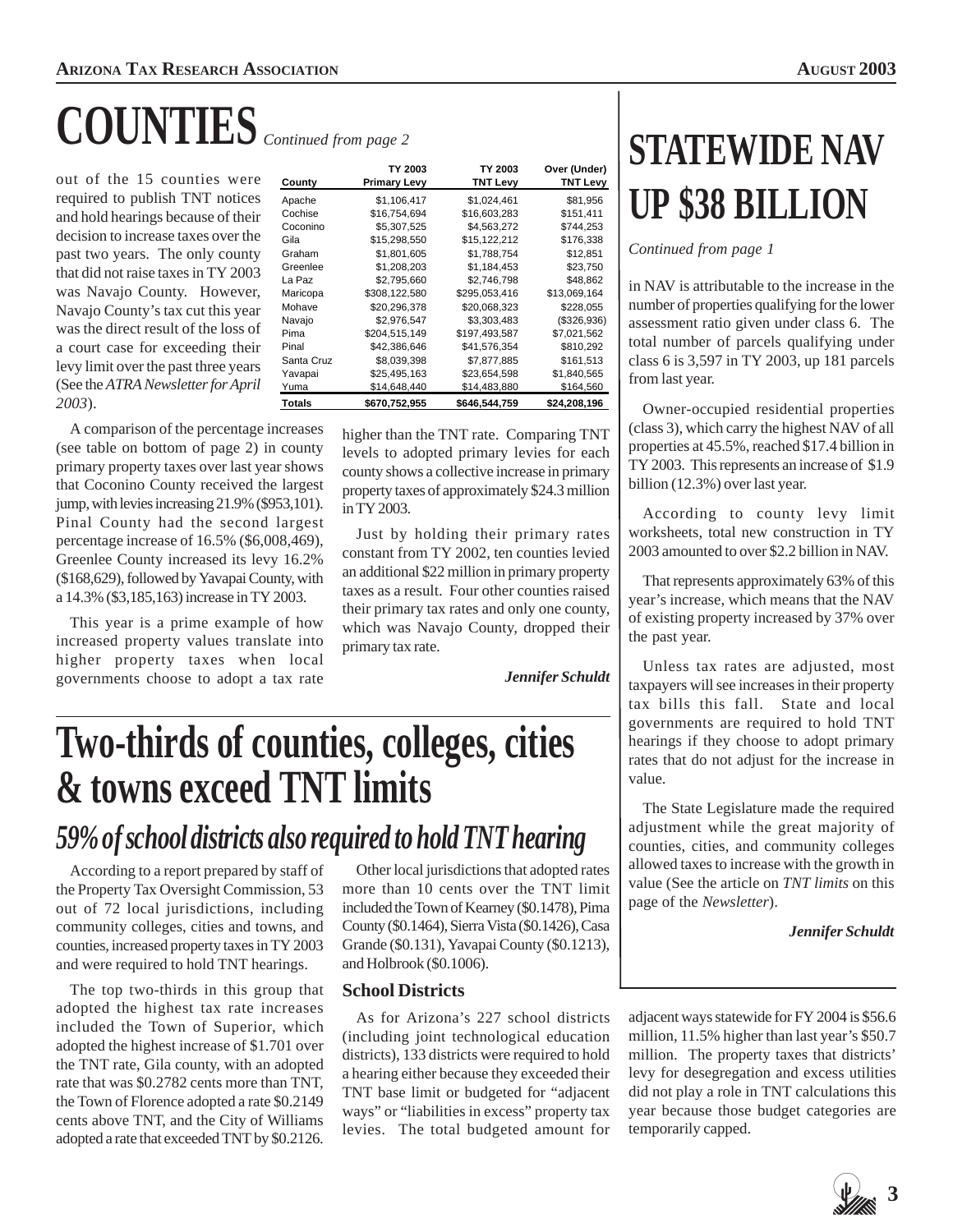# COUNTIES *Continued from page 2*

out of the 15 counties were required to publish TNT notices and hold hearings because of their decision to increase taxes over the past two years. The only county that did not raise taxes in TY 2003 was Navajo County. However, Navajo County's tax cut this year was the direct result of the loss of a court case for exceeding their levy limit over the past three years (See the *ATRA Newsletter for April 2003*).

| County | TY 2003 Primary Levy | TY 2003 TNT Levy | Over (Under) TNT Levy |
|---|---|---|---|
| Apache | $1,106,417 | $1,024,461 | $81,956 |
| Cochise | $16,754,694 | $16,603,283 | $151,411 |
| Coconino | $5,307,525 | $4,563,272 | $744,253 |
| Gila | $15,298,550 | $15,122,212 | $176,338 |
| Graham | $1,801,605 | $1,788,754 | $12,851 |
| Greenlee | $1,208,203 | $1,184,453 | $23,750 |
| La Paz | $2,795,660 | $2,746,798 | $48,862 |
| Maricopa | $308,122,580 | $295,053,416 | $13,069,164 |
| Mohave | $20,296,378 | $20,068,323 | $228,055 |
| Navajo | $2,976,547 | $3,303,483 | ($326,936) |
| Pima | $204,515,149 | $197,493,587 | $7,021,562 |
| Pinal | $42,386,646 | $41,576,354 | $810,292 |
| Santa Cruz | $8,039,398 | $7,877,885 | $161,513 |
| Yavapai | $25,495,163 | $23,654,598 | $1,840,565 |
| Yuma | $14,648,440 | $14,483,880 | $164,560 |
| **Totals** | **$670,752,955** | **$646,544,759** | **$24,208,196** |

A comparison of the percentage increases (see table on bottom of page 2) in county primary property taxes over last year shows that Coconino County received the largest jump, with levies increasing 21.9% ($953,101). Pinal County had the second largest percentage increase of 16.5% ($6,008,469), Greenlee County increased its levy 16.2% ($168,629), followed by Yavapai County, with a 14.3% ($3,185,163) increase in TY 2003.

This year is a prime example of how increased property values translate into higher property taxes when local governments choose to adopt a tax rate higher than the TNT rate. Comparing TNT levels to adopted primary levies for each county shows a collective increase in primary property taxes of approximately $24.3 million in TY 2003.

Just by holding their primary rates constant from TY 2002, ten counties levied an additional $22 million in primary property taxes as a result. Four other counties raised their primary tax rates and only one county, which was Navajo County, dropped their primary tax rate.

***Jennifer Schuldt***

# Two-thirds of counties, colleges, cities & towns exceed TNT limits

## *59% of school districts also required to hold TNT hearing*

According to a report prepared by staff of the Property Tax Oversight Commission, 53 out of 72 local jurisdictions, including community colleges, cities and towns, and counties, increased property taxes in TY 2003 and were required to hold TNT hearings.

The top two-thirds in this group that adopted the highest tax rate increases included the Town of Superior, which adopted the highest increase of $1.701 over the TNT rate, Gila county, with an adopted rate that was $0.2782 cents more than TNT, the Town of Florence adopted a rate $0.2149 cents above TNT, and the City of Williams adopted a rate that exceeded TNT by $0.2126.

Other local jurisdictions that adopted rates more than 10 cents over the TNT limit included the Town of Kearney ($0.1478), Pima County ($0.1464), Sierra Vista ($0.1426), Casa Grande ($0.131), Yavapai County ($0.1213), and Holbrook ($0.1006).

### School Districts

As for Arizona's 227 school districts (including joint technological education districts), 133 districts were required to hold a hearing either because they exceeded their TNT base limit or budgeted for "adjacent ways" or "liabilities in excess" property tax levies. The total budgeted amount for adjacent ways statewide for FY 2004 is $56.6 million, 11.5% higher than last year's $50.7 million. The property taxes that districts' levy for desegregation and excess utilities did not play a role in TNT calculations this year because those budget categories are temporarily capped.

# STATEWIDE NAV UP $38 BILLION

*Continued from page 1*

in NAV is attributable to the increase in the number of properties qualifying for the lower assessment ratio given under class 6. The total number of parcels qualifying under class 6 is 3,597 in TY 2003, up 181 parcels from last year.

Owner-occupied residential properties (class 3), which carry the highest NAV of all properties at 45.5%, reached $17.4 billion in TY 2003. This represents an increase of $1.9 billion (12.3%) over last year.

According to county levy limit worksheets, total new construction in TY 2003 amounted to over $2.2 billion in NAV.

That represents approximately 63% of this year's increase, which means that the NAV of existing property increased by 37% over the past year.

Unless tax rates are adjusted, most taxpayers will see increases in their property tax bills this fall. State and local governments are required to hold TNT hearings if they choose to adopt primary rates that do not adjust for the increase in value.

The State Legislature made the required adjustment while the great majority of counties, cities, and community colleges allowed taxes to increase with the growth in value (See the article on *TNT limits* on this page of the *Newsletter*).

***Jennifer Schuldt***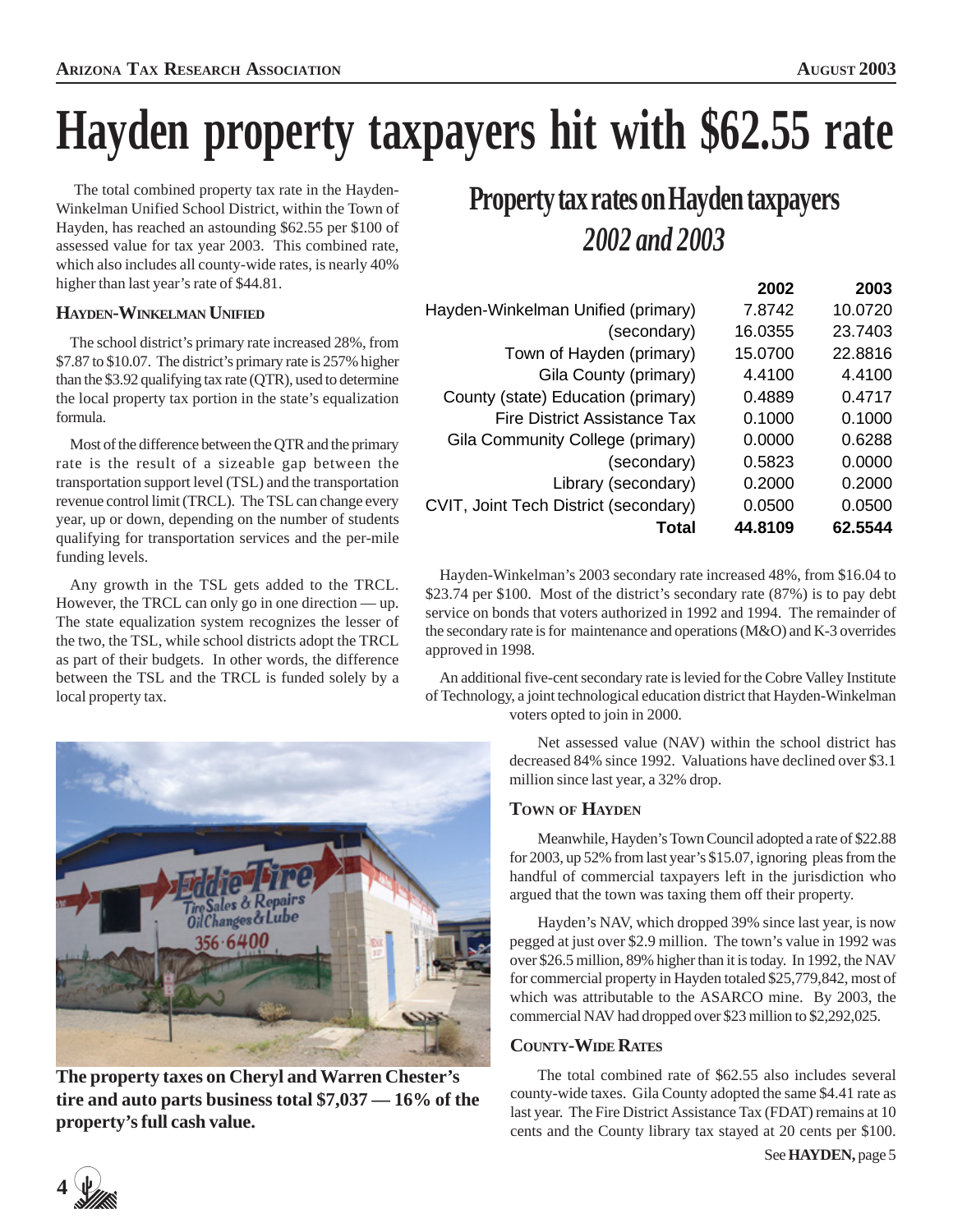# Hayden property taxpayers hit with $62.55 rate

The total combined property tax rate in the Hayden-Winkelman Unified School District, within the Town of Hayden, has reached an astounding $62.55 per $100 of assessed value for tax year 2003. This combined rate, which also includes all county-wide rates, is nearly 40% higher than last year's rate of $44.81.

### Hayden-Winkelman Unified

The school district's primary rate increased 28%, from $7.87 to $10.07. The district's primary rate is 257% higher than the $3.92 qualifying tax rate (QTR), used to determine the local property tax portion in the state's equalization formula.

Most of the difference between the QTR and the primary rate is the result of a sizeable gap between the transportation support level (TSL) and the transportation revenue control limit (TRCL). The TSL can change every year, up or down, depending on the number of students qualifying for transportation services and the per-mile funding levels.

Any growth in the TSL gets added to the TRCL. However, the TRCL can only go in one direction — up. The state equalization system recognizes the lesser of the two, the TSL, while school districts adopt the TRCL as part of their budgets. In other words, the difference between the TSL and the TRCL is funded solely by a local property tax.

## Property tax rates on Hayden taxpayers
## *2002 and 2003*

| | 2002 | 2003 |
|---|---|---|
| Hayden-Winkelman Unified (primary) | 7.8742 | 10.0720 |
| (secondary) | 16.0355 | 23.7403 |
| Town of Hayden (primary) | 15.0700 | 22.8816 |
| Gila County (primary) | 4.4100 | 4.4100 |
| County (state) Education (primary) | 0.4889 | 0.4717 |
| Fire District Assistance Tax | 0.1000 | 0.1000 |
| Gila Community College (primary) | 0.0000 | 0.6288 |
| (secondary) | 0.5823 | 0.0000 |
| Library (secondary) | 0.2000 | 0.2000 |
| CVIT, Joint Tech District (secondary) | 0.0500 | 0.0500 |
| **Total** | **44.8109** | **62.5544** |

Hayden-Winkelman's 2003 secondary rate increased 48%, from $16.04 to $23.74 per $100. Most of the district's secondary rate (87%) is to pay debt service on bonds that voters authorized in 1992 and 1994. The remainder of the secondary rate is for maintenance and operations (M&O) and K-3 overrides approved in 1998.

An additional five-cent secondary rate is levied for the Cobre Valley Institute of Technology, a joint technological education district that Hayden-Winkelman voters opted to join in 2000.

Net assessed value (NAV) within the school district has decreased 84% since 1992. Valuations have declined over $3.1 million since last year, a 32% drop.

**The property taxes on Cheryl and Warren Chester's tire and auto parts business total $7,037 — 16% of the property's full cash value.**

### Town of Hayden

Meanwhile, Hayden's Town Council adopted a rate of $22.88 for 2003, up 52% from last year's $15.07, ignoring pleas from the handful of commercial taxpayers left in the jurisdiction who argued that the town was taxing them off their property.

Hayden's NAV, which dropped 39% since last year, is now pegged at just over $2.9 million. The town's value in 1992 was over $26.5 million, 89% higher than it is today. In 1992, the NAV for commercial property in Hayden totaled $25,779,842, most of which was attributable to the ASARCO mine. By 2003, the commercial NAV had dropped over $23 million to $2,292,025.

### County-Wide Rates

The total combined rate of $62.55 also includes several county-wide taxes. Gila County adopted the same $4.41 rate as last year. The Fire District Assistance Tax (FDAT) remains at 10 cents and the County library tax stayed at 20 cents per $100.

See **HAYDEN,** page 5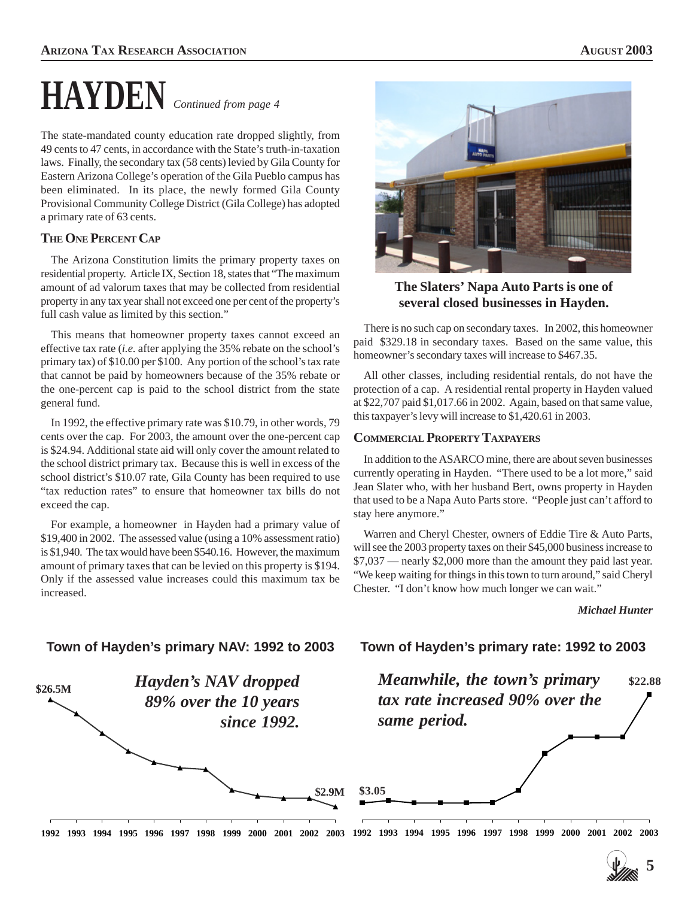# HAYDEN *Continued from page 4*

The state-mandated county education rate dropped slightly, from 49 cents to 47 cents, in accordance with the State's truth-in-taxation laws. Finally, the secondary tax (58 cents) levied by Gila County for Eastern Arizona College's operation of the Gila Pueblo campus has been eliminated. In its place, the newly formed Gila County Provisional Community College District (Gila College) has adopted a primary rate of 63 cents.

### The One Percent Cap

The Arizona Constitution limits the primary property taxes on residential property. Article IX, Section 18, states that "The maximum amount of ad valorum taxes that may be collected from residential property in any tax year shall not exceed one per cent of the property's full cash value as limited by this section."

This means that homeowner property taxes cannot exceed an effective tax rate (*i.e.* after applying the 35% rebate on the school's primary tax) of $10.00 per $100. Any portion of the school's tax rate that cannot be paid by homeowners because of the 35% rebate or the one-percent cap is paid to the school district from the state general fund.

In 1992, the effective primary rate was $10.79, in other words, 79 cents over the cap. For 2003, the amount over the one-percent cap is $24.94. Additional state aid will only cover the amount related to the school district primary tax. Because this is well in excess of the school district's $10.07 rate, Gila County has been required to use "tax reduction rates" to ensure that homeowner tax bills do not exceed the cap.

For example, a homeowner in Hayden had a primary value of $19,400 in 2002. The assessed value (using a 10% assessment ratio) is $1,940. The tax would have been $540.16. However, the maximum amount of primary taxes that can be levied on this property is $194. Only if the assessed value increases could this maximum tax be increased.

**The Slaters' Napa Auto Parts is one of several closed businesses in Hayden.**

There is no such cap on secondary taxes. In 2002, this homeowner paid $329.18 in secondary taxes. Based on the same value, this homeowner's secondary taxes will increase to $467.35.

All other classes, including residential rentals, do not have the protection of a cap. A residential rental property in Hayden valued at $22,707 paid $1,017.66 in 2002. Again, based on that same value, this taxpayer's levy will increase to $1,420.61 in 2003.

### Commercial Property Taxpayers

In addition to the ASARCO mine, there are about seven businesses currently operating in Hayden. "There used to be a lot more," said Jean Slater who, with her husband Bert, owns property in Hayden that used to be a Napa Auto Parts store. "People just can't afford to stay here anymore."

Warren and Cheryl Chester, owners of Eddie Tire & Auto Parts, will see the 2003 property taxes on their $45,000 business increase to $7,037 — nearly $2,000 more than the amount they paid last year. "We keep waiting for things in this town to turn around," said Cheryl Chester. "I don't know how much longer we can wait."

***Michael Hunter***

**Town of Hayden's primary NAV: 1992 to 2003**

*Hayden's NAV dropped 89% over the 10 years since 1992.*

$26.5M (1992) … $2.9M (2003)

**Town of Hayden's primary rate: 1992 to 2003**

*Meanwhile, the town's primary tax rate increased 90% over the same period.*

$3.05 (1992) … $22.88 (2003)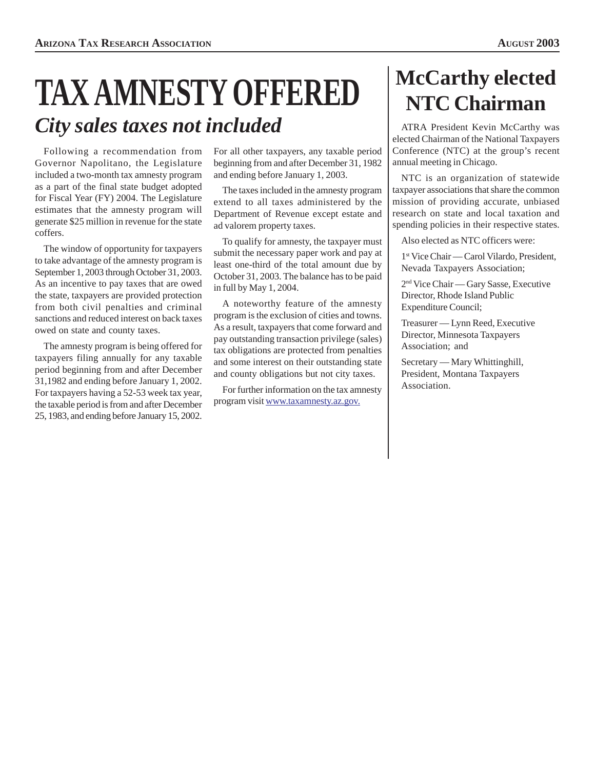# TAX AMNESTY OFFERED

## *City sales taxes not included*

Following a recommendation from Governor Napolitano, the Legislature included a two-month tax amnesty program as a part of the final state budget adopted for Fiscal Year (FY) 2004. The Legislature estimates that the amnesty program will generate $25 million in revenue for the state coffers.

The window of opportunity for taxpayers to take advantage of the amnesty program is September 1, 2003 through October 31, 2003. As an incentive to pay taxes that are owed the state, taxpayers are provided protection from both civil penalties and criminal sanctions and reduced interest on back taxes owed on state and county taxes.

The amnesty program is being offered for taxpayers filing annually for any taxable period beginning from and after December 31,1982 and ending before January 1, 2002. For taxpayers having a 52-53 week tax year, the taxable period is from and after December 25, 1983, and ending before January 15, 2002. For all other taxpayers, any taxable period beginning from and after December 31, 1982 and ending before January 1, 2003.

The taxes included in the amnesty program extend to all taxes administered by the Department of Revenue except estate and ad valorem property taxes.

To qualify for amnesty, the taxpayer must submit the necessary paper work and pay at least one-third of the total amount due by October 31, 2003. The balance has to be paid in full by May 1, 2004.

A noteworthy feature of the amnesty program is the exclusion of cities and towns. As a result, taxpayers that come forward and pay outstanding transaction privilege (sales) tax obligations are protected from penalties and some interest on their outstanding state and county obligations but not city taxes.

For further information on the tax amnesty program visit www.taxamnesty.az.gov.

# McCarthy elected NTC Chairman

ATRA President Kevin McCarthy was elected Chairman of the National Taxpayers Conference (NTC) at the group's recent annual meeting in Chicago.

NTC is an organization of statewide taxpayer associations that share the common mission of providing accurate, unbiased research on state and local taxation and spending policies in their respective states.

Also elected as NTC officers were:

1st Vice Chair — Carol Vilardo, President, Nevada Taxpayers Association;

2nd Vice Chair — Gary Sasse, Executive Director, Rhode Island Public Expenditure Council;

Treasurer — Lynn Reed, Executive Director, Minnesota Taxpayers Association; and

Secretary — Mary Whittinghill, President, Montana Taxpayers Association.